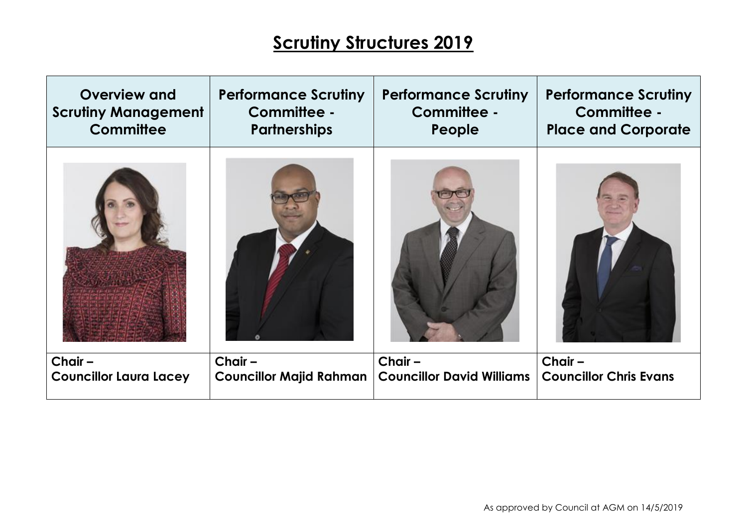# Scrutiny Structures 2019

| Overview and Scrutiny Management Committee | Performance Scrutiny Committee - Partnerships | Performance Scrutiny Committee - People | Performance Scrutiny Committee - Place and Corporate |
|---|---|---|---|
| | | | |
| **Chair – Councillor Laura Lacey** | **Chair – Councillor Majid Rahman** | **Chair – Councillor David Williams** | **Chair – Councillor Chris Evans** |

As approved by Council at AGM on 14/5/2019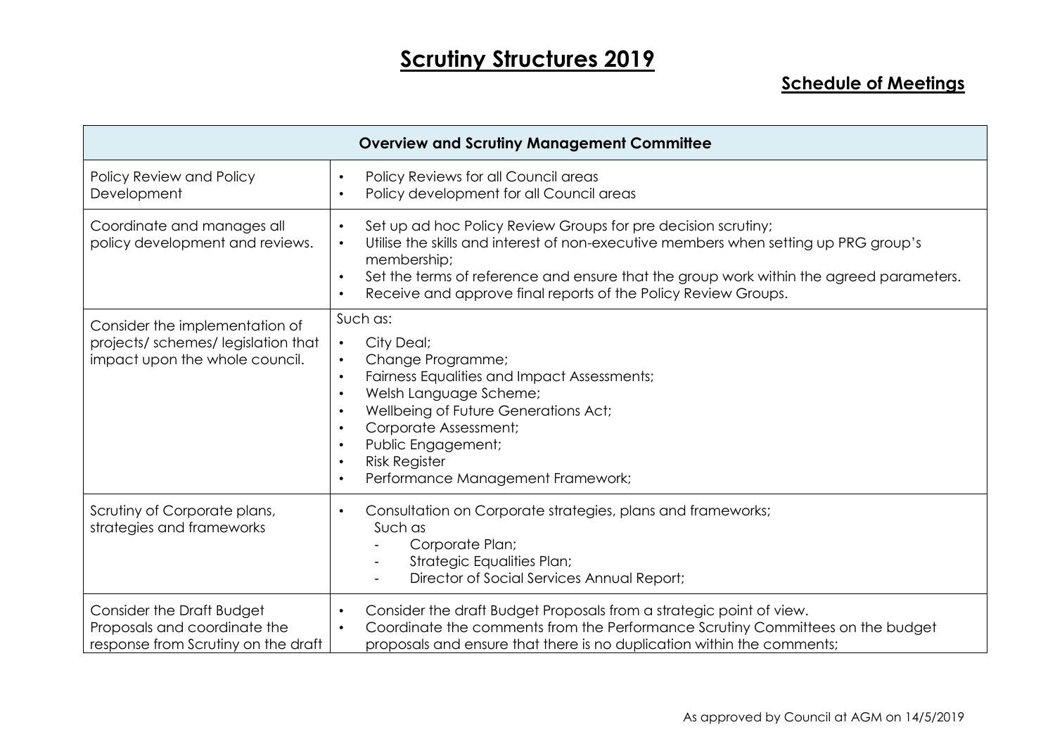# Scrutiny Structures 2019

## Schedule of Meetings

| Overview and Scrutiny Management Committee | |
|---|---|
| Policy Review and Policy Development | • Policy Reviews for all Council areas<br>• Policy development for all Council areas |
| Coordinate and manages all policy development and reviews. | • Set up ad hoc Policy Review Groups for pre decision scrutiny;<br>• Utilise the skills and interest of non-executive members when setting up PRG group's membership;<br>• Set the terms of reference and ensure that the group work within the agreed parameters.<br>• Receive and approve final reports of the Policy Review Groups. |
| Consider the implementation of projects/ schemes/ legislation that impact upon the whole council. | Such as:<br>• City Deal;<br>• Change Programme;<br>• Fairness Equalities and Impact Assessments;<br>• Welsh Language Scheme;<br>• Wellbeing of Future Generations Act;<br>• Corporate Assessment;<br>• Public Engagement;<br>• Risk Register<br>• Performance Management Framework; |
| Scrutiny of Corporate plans, strategies and frameworks | • Consultation on Corporate strategies, plans and frameworks;<br>Such as<br>- Corporate Plan;<br>- Strategic Equalities Plan;<br>- Director of Social Services Annual Report; |
| Consider the Draft Budget Proposals and coordinate the response from Scrutiny on the draft | • Consider the draft Budget Proposals from a strategic point of view.<br>• Coordinate the comments from the Performance Scrutiny Committees on the budget proposals and ensure that there is no duplication within the comments; |

As approved by Council at AGM on 14/5/2019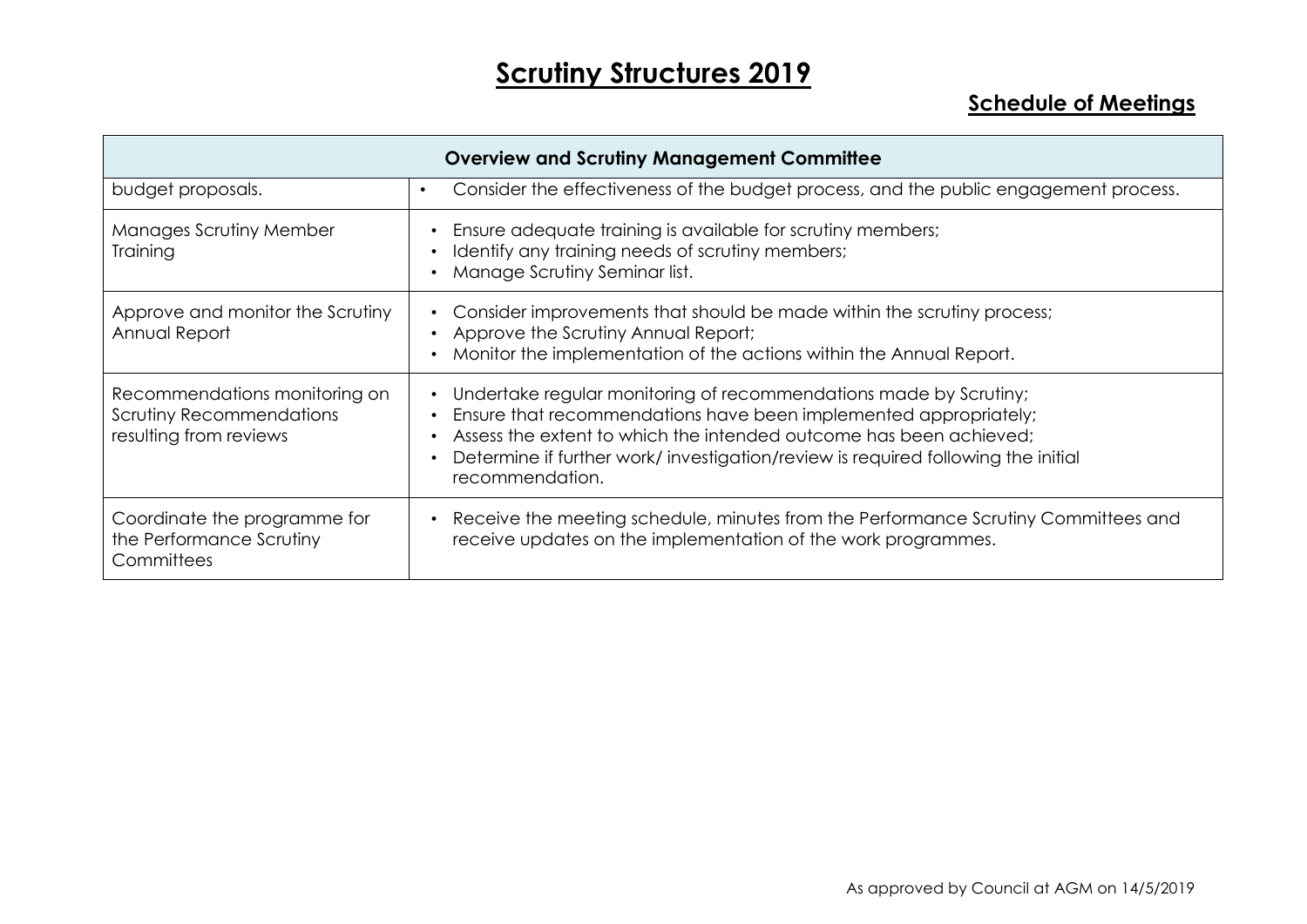# Scrutiny Structures 2019

## Schedule of Meetings

| Overview and Scrutiny Management Committee | |
|---|---|
| budget proposals. | • Consider the effectiveness of the budget process, and the public engagement process. |
| Manages Scrutiny Member Training | • Ensure adequate training is available for scrutiny members;<br>• Identify any training needs of scrutiny members;<br>• Manage Scrutiny Seminar list. |
| Approve and monitor the Scrutiny Annual Report | • Consider improvements that should be made within the scrutiny process;<br>• Approve the Scrutiny Annual Report;<br>• Monitor the implementation of the actions within the Annual Report. |
| Recommendations monitoring on Scrutiny Recommendations resulting from reviews | • Undertake regular monitoring of recommendations made by Scrutiny;<br>• Ensure that recommendations have been implemented appropriately;<br>• Assess the extent to which the intended outcome has been achieved;<br>• Determine if further work/ investigation/review is required following the initial recommendation. |
| Coordinate the programme for the Performance Scrutiny Committees | • Receive the meeting schedule, minutes from the Performance Scrutiny Committees and receive updates on the implementation of the work programmes. |

As approved by Council at AGM on 14/5/2019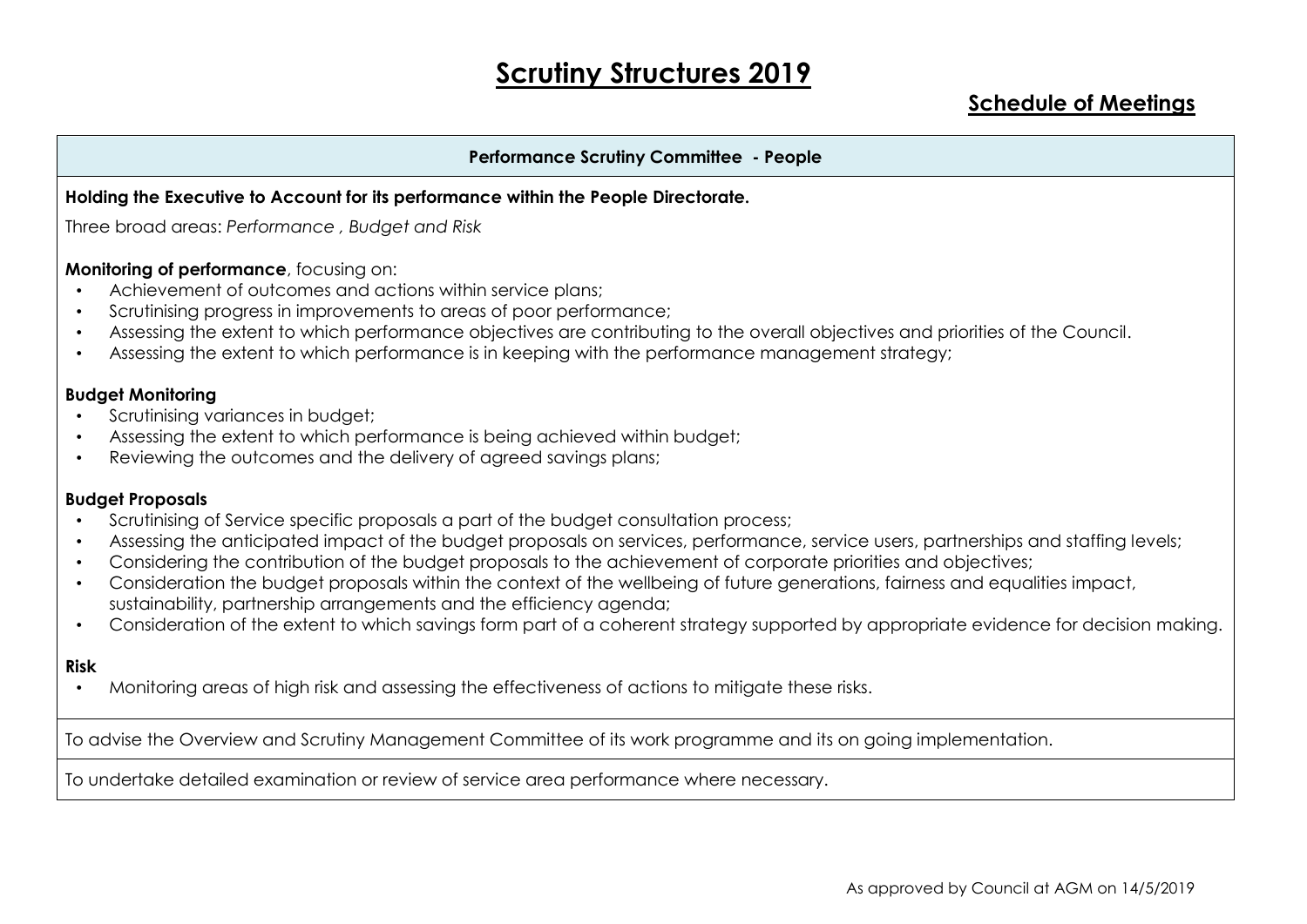# Scrutiny Structures 2019

## Schedule of Meetings

### Performance Scrutiny Committee - People

**Holding the Executive to Account for its performance within the People Directorate.**

Three broad areas: *Performance , Budget and Risk*

**Monitoring of performance**, focusing on:

- Achievement of outcomes and actions within service plans;
- Scrutinising progress in improvements to areas of poor performance;
- Assessing the extent to which performance objectives are contributing to the overall objectives and priorities of the Council.
- Assessing the extent to which performance is in keeping with the performance management strategy;

**Budget Monitoring**

- Scrutinising variances in budget;
- Assessing the extent to which performance is being achieved within budget;
- Reviewing the outcomes and the delivery of agreed savings plans;

**Budget Proposals**

- Scrutinising of Service specific proposals a part of the budget consultation process;
- Assessing the anticipated impact of the budget proposals on services, performance, service users, partnerships and staffing levels;
- Considering the contribution of the budget proposals to the achievement of corporate priorities and objectives;
- Consideration the budget proposals within the context of the wellbeing of future generations, fairness and equalities impact, sustainability, partnership arrangements and the efficiency agenda;
- Consideration of the extent to which savings form part of a coherent strategy supported by appropriate evidence for decision making.

**Risk**

- Monitoring areas of high risk and assessing the effectiveness of actions to mitigate these risks.

To advise the Overview and Scrutiny Management Committee of its work programme and its on going implementation.

To undertake detailed examination or review of service area performance where necessary.

As approved by Council at AGM on 14/5/2019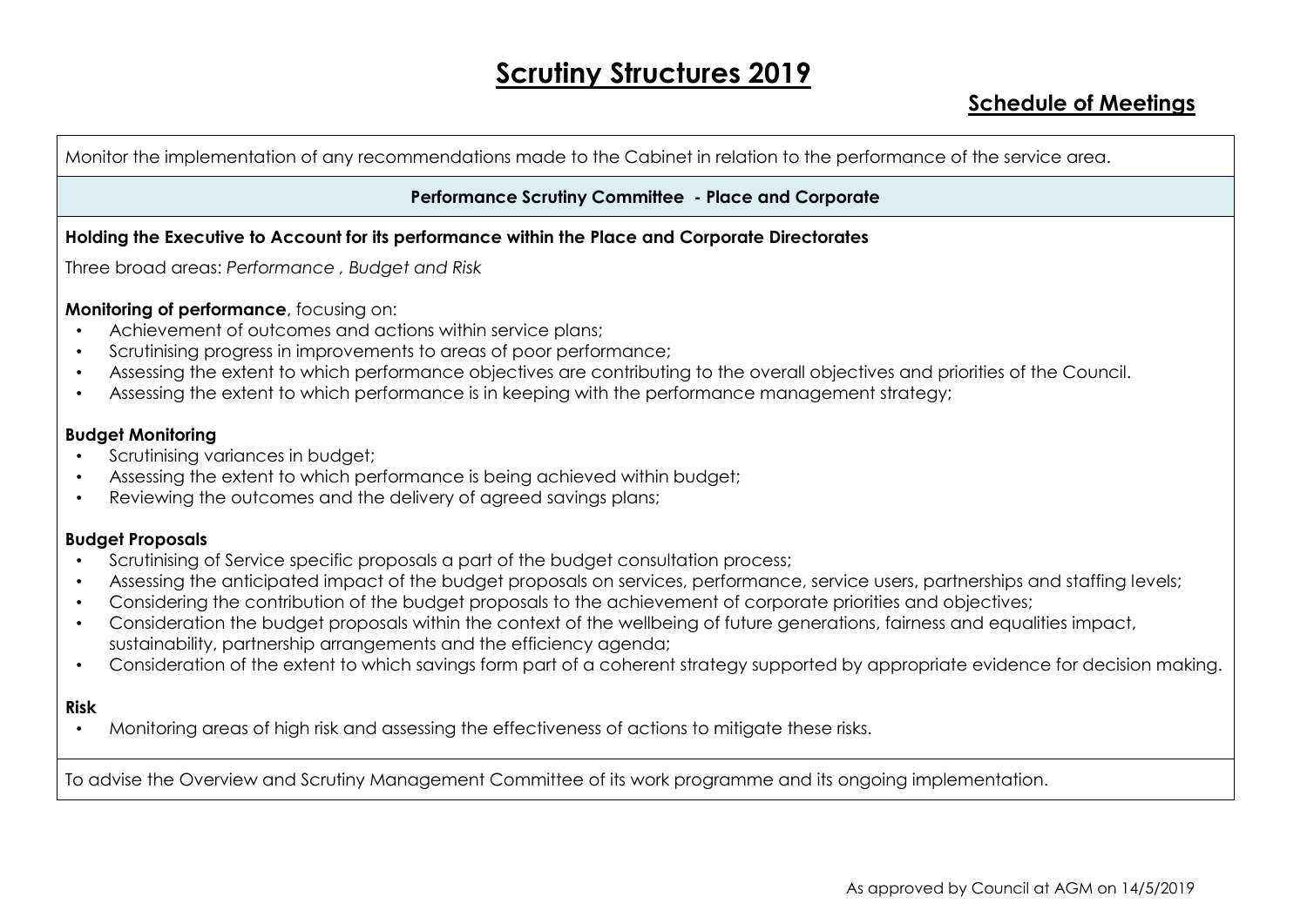# Scrutiny Structures 2019

## Schedule of Meetings

Monitor the implementation of any recommendations made to the Cabinet in relation to the performance of the service area.

**Performance Scrutiny Committee - Place and Corporate**

**Holding the Executive to Account for its performance within the Place and Corporate Directorates**

Three broad areas: *Performance , Budget and Risk*

**Monitoring of performance**, focusing on:

- Achievement of outcomes and actions within service plans;
- Scrutinising progress in improvements to areas of poor performance;
- Assessing the extent to which performance objectives are contributing to the overall objectives and priorities of the Council.
- Assessing the extent to which performance is in keeping with the performance management strategy;

**Budget Monitoring**

- Scrutinising variances in budget;
- Assessing the extent to which performance is being achieved within budget;
- Reviewing the outcomes and the delivery of agreed savings plans;

**Budget Proposals**

- Scrutinising of Service specific proposals a part of the budget consultation process;
- Assessing the anticipated impact of the budget proposals on services, performance, service users, partnerships and staffing levels;
- Considering the contribution of the budget proposals to the achievement of corporate priorities and objectives;
- Consideration the budget proposals within the context of the wellbeing of future generations, fairness and equalities impact, sustainability, partnership arrangements and the efficiency agenda;
- Consideration of the extent to which savings form part of a coherent strategy supported by appropriate evidence for decision making.

**Risk**

- Monitoring areas of high risk and assessing the effectiveness of actions to mitigate these risks.

To advise the Overview and Scrutiny Management Committee of its work programme and its ongoing implementation.

As approved by Council at AGM on 14/5/2019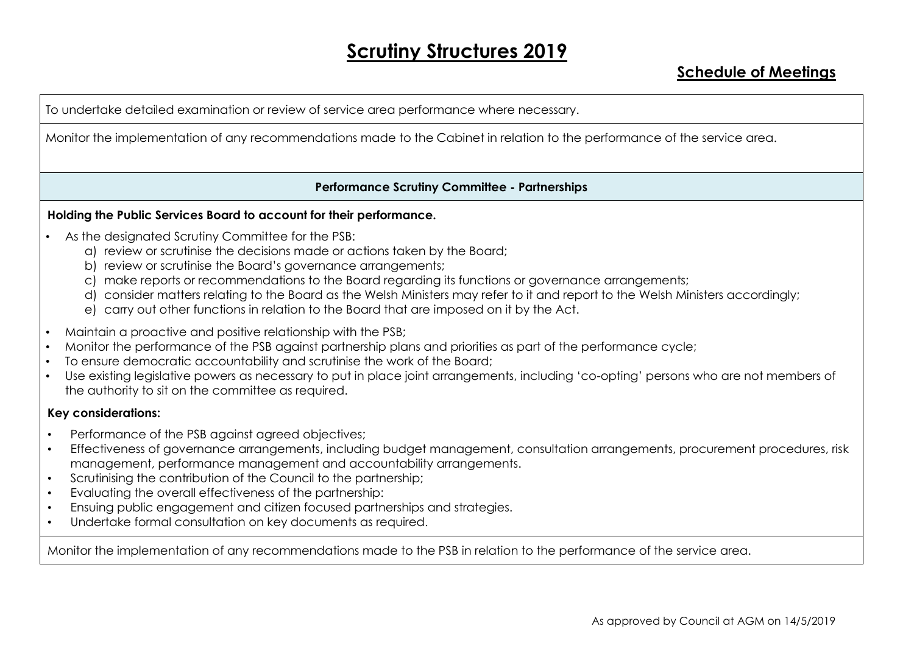# Scrutiny Structures 2019

## Schedule of Meetings

To undertake detailed examination or review of service area performance where necessary.

Monitor the implementation of any recommendations made to the Cabinet in relation to the performance of the service area.

### Performance Scrutiny Committee - Partnerships

**Holding the Public Services Board to account for their performance.**

- As the designated Scrutiny Committee for the PSB:
  - a) review or scrutinise the decisions made or actions taken by the Board;
  - b) review or scrutinise the Board's governance arrangements;
  - c) make reports or recommendations to the Board regarding its functions or governance arrangements;
  - d) consider matters relating to the Board as the Welsh Ministers may refer to it and report to the Welsh Ministers accordingly;
  - e) carry out other functions in relation to the Board that are imposed on it by the Act.
- Maintain a proactive and positive relationship with the PSB;
- Monitor the performance of the PSB against partnership plans and priorities as part of the performance cycle;
- To ensure democratic accountability and scrutinise the work of the Board;
- Use existing legislative powers as necessary to put in place joint arrangements, including 'co-opting' persons who are not members of the authority to sit on the committee as required.

**Key considerations:**

- Performance of the PSB against agreed objectives;
- Effectiveness of governance arrangements, including budget management, consultation arrangements, procurement procedures, risk management, performance management and accountability arrangements.
- Scrutinising the contribution of the Council to the partnership;
- Evaluating the overall effectiveness of the partnership:
- Ensuing public engagement and citizen focused partnerships and strategies.
- Undertake formal consultation on key documents as required.

Monitor the implementation of any recommendations made to the PSB in relation to the performance of the service area.

As approved by Council at AGM on 14/5/2019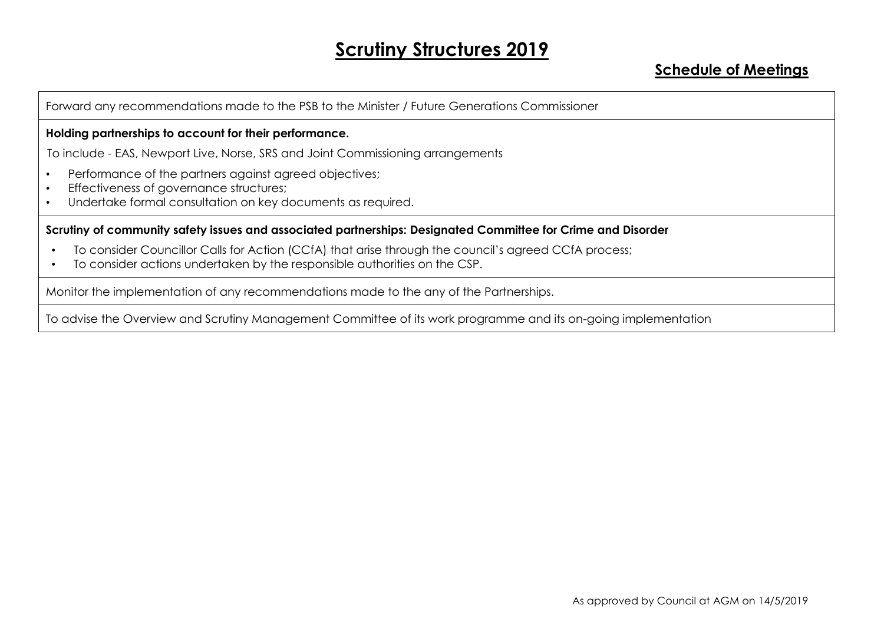# Scrutiny Structures 2019

## Schedule of Meetings

| |
|---|
| Forward any recommendations made to the PSB to the Minister / Future Generations Commissioner |
| **Holding partnerships to account for their performance.**<br>To include - EAS, Newport Live, Norse, SRS and Joint Commissioning arrangements<br>• Performance of the partners against agreed objectives;<br>• Effectiveness of governance structures;<br>• Undertake formal consultation on key documents as required. |
| **Scrutiny of community safety issues and associated partnerships: Designated Committee for Crime and Disorder**<br>• To consider Councillor Calls for Action (CCfA) that arise through the council's agreed CCfA process;<br>• To consider actions undertaken by the responsible authorities on the CSP. |
| Monitor the implementation of any recommendations made to the any of the Partnerships. |
| To advise the Overview and Scrutiny Management Committee of its work programme and its on-going implementation |

As approved by Council at AGM on 14/5/2019